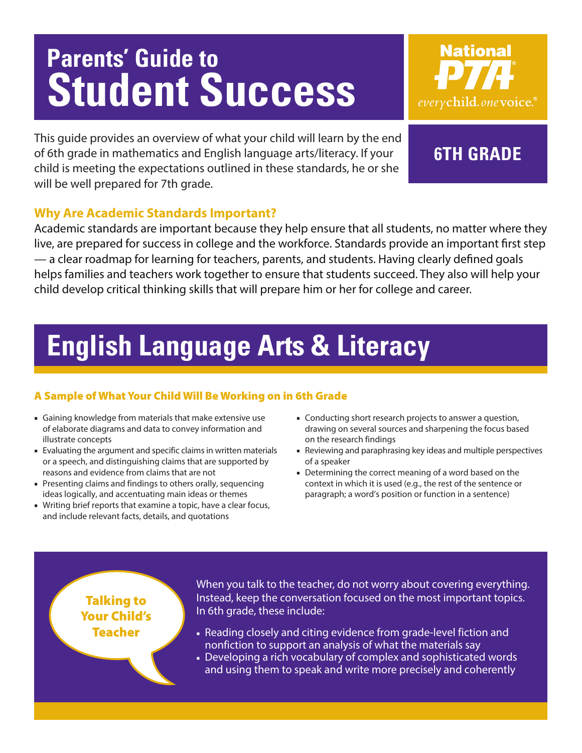# Parents' Guide to Student Success

National PTA
everychild. onevoice.®

**6TH GRADE**

This guide provides an overview of what your child will learn by the end of 6th grade in mathematics and English language arts/literacy. If your child is meeting the expectations outlined in these standards, he or she will be well prepared for 7th grade.

### Why Are Academic Standards Important?

Academic standards are important because they help ensure that all students, no matter where they live, are prepared for success in college and the workforce. Standards provide an important first step — a clear roadmap for learning for teachers, parents, and students. Having clearly defined goals helps families and teachers work together to ensure that students succeed. They also will help your child develop critical thinking skills that will prepare him or her for college and career.

## English Language Arts & Literacy

### A Sample of What Your Child Will Be Working on in 6th Grade

- Gaining knowledge from materials that make extensive use of elaborate diagrams and data to convey information and illustrate concepts
- Evaluating the argument and specific claims in written materials or a speech, and distinguishing claims that are supported by reasons and evidence from claims that are not
- Presenting claims and findings to others orally, sequencing ideas logically, and accentuating main ideas or themes
- Writing brief reports that examine a topic, have a clear focus, and include relevant facts, details, and quotations
- Conducting short research projects to answer a question, drawing on several sources and sharpening the focus based on the research findings
- Reviewing and paraphrasing key ideas and multiple perspectives of a speaker
- Determining the correct meaning of a word based on the context in which it is used (e.g., the rest of the sentence or paragraph; a word's position or function in a sentence)

### Talking to Your Child's Teacher

When you talk to the teacher, do not worry about covering everything. Instead, keep the conversation focused on the most important topics. In 6th grade, these include:

- Reading closely and citing evidence from grade-level fiction and nonfiction to support an analysis of what the materials say
- Developing a rich vocabulary of complex and sophisticated words and using them to speak and write more precisely and coherently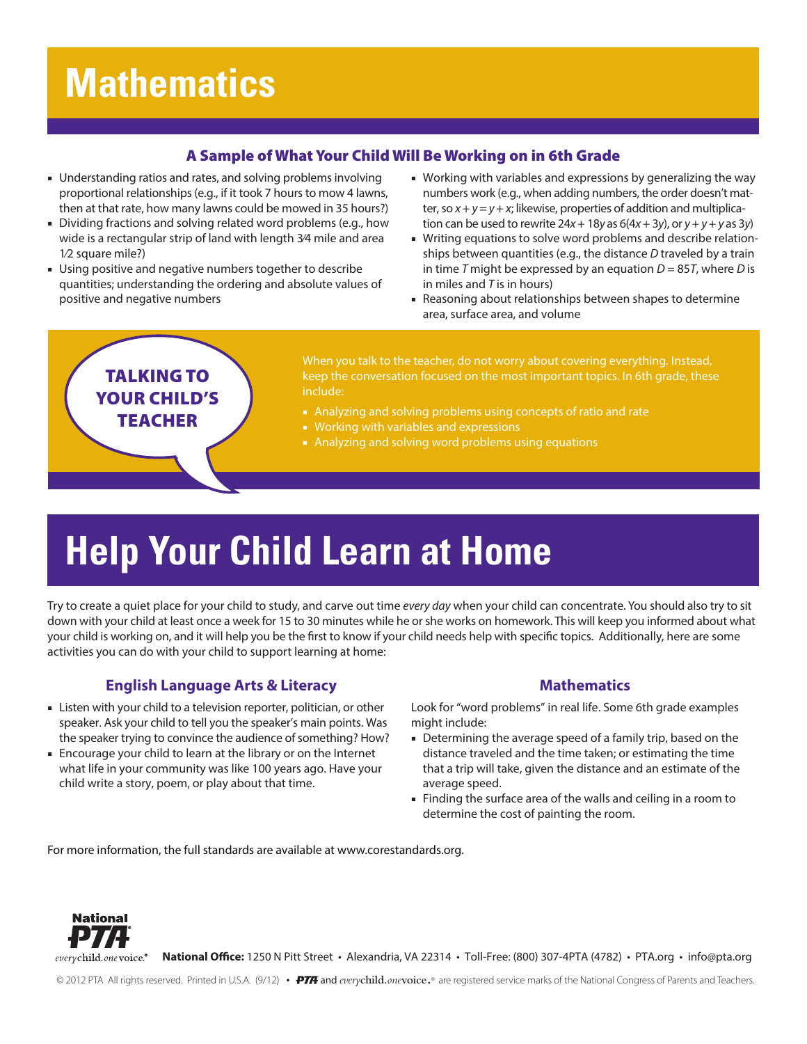# Mathematics

## A Sample of What Your Child Will Be Working on in 6th Grade

- Understanding ratios and rates, and solving problems involving proportional relationships (e.g., if it took 7 hours to mow 4 lawns, then at that rate, how many lawns could be mowed in 35 hours?)
- Dividing fractions and solving related word problems (e.g., how wide is a rectangular strip of land with length 3⁄4 mile and area 1⁄2 square mile?)
- Using positive and negative numbers together to describe quantities; understanding the ordering and absolute values of positive and negative numbers
- Working with variables and expressions by generalizing the way numbers work (e.g., when adding numbers, the order doesn't matter, so $x + y = y + x$; likewise, properties of addition and multiplication can be used to rewrite $24x + 18y$ as $6(4x + 3y)$, or $y + y + y$ as $3y$)
- Writing equations to solve word problems and describe relationships between quantities (e.g., the distance $D$ traveled by a train in time $T$ might be expressed by an equation $D = 85T$, where $D$ is in miles and $T$ is in hours)
- Reasoning about relationships between shapes to determine area, surface area, and volume

**TALKING TO YOUR CHILD'S TEACHER**

When you talk to the teacher, do not worry about covering everything. Instead, keep the conversation focused on the most important topics. In 6th grade, these include:

- Analyzing and solving problems using concepts of ratio and rate
- Working with variables and expressions
- Analyzing and solving word problems using equations

# Help Your Child Learn at Home

Try to create a quiet place for your child to study, and carve out time *every day* when your child can concentrate. You should also try to sit down with your child at least once a week for 15 to 30 minutes while he or she works on homework. This will keep you informed about what your child is working on, and it will help you be the first to know if your child needs help with specific topics. Additionally, here are some activities you can do with your child to support learning at home:

### English Language Arts & Literacy

- Listen with your child to a television reporter, politician, or other speaker. Ask your child to tell you the speaker's main points. Was the speaker trying to convince the audience of something? How?
- Encourage your child to learn at the library or on the Internet what life in your community was like 100 years ago. Have your child write a story, poem, or play about that time.

### Mathematics

Look for "word problems" in real life. Some 6th grade examples might include:

- Determining the average speed of a family trip, based on the distance traveled and the time taken; or estimating the time that a trip will take, given the distance and an estimate of the average speed.
- Finding the surface area of the walls and ceiling in a room to determine the cost of painting the room.

For more information, the full standards are available at www.corestandards.org.

National PTA everychild.onevoice.®

**National Office:** 1250 N Pitt Street • Alexandria, VA 22314 • Toll-Free: (800) 307-4PTA (4782) • PTA.org • info@pta.org

© 2012 PTA All rights reserved. Printed in U.S.A. (9/12) • PTA and everychild.onevoice.® are registered service marks of the National Congress of Parents and Teachers.